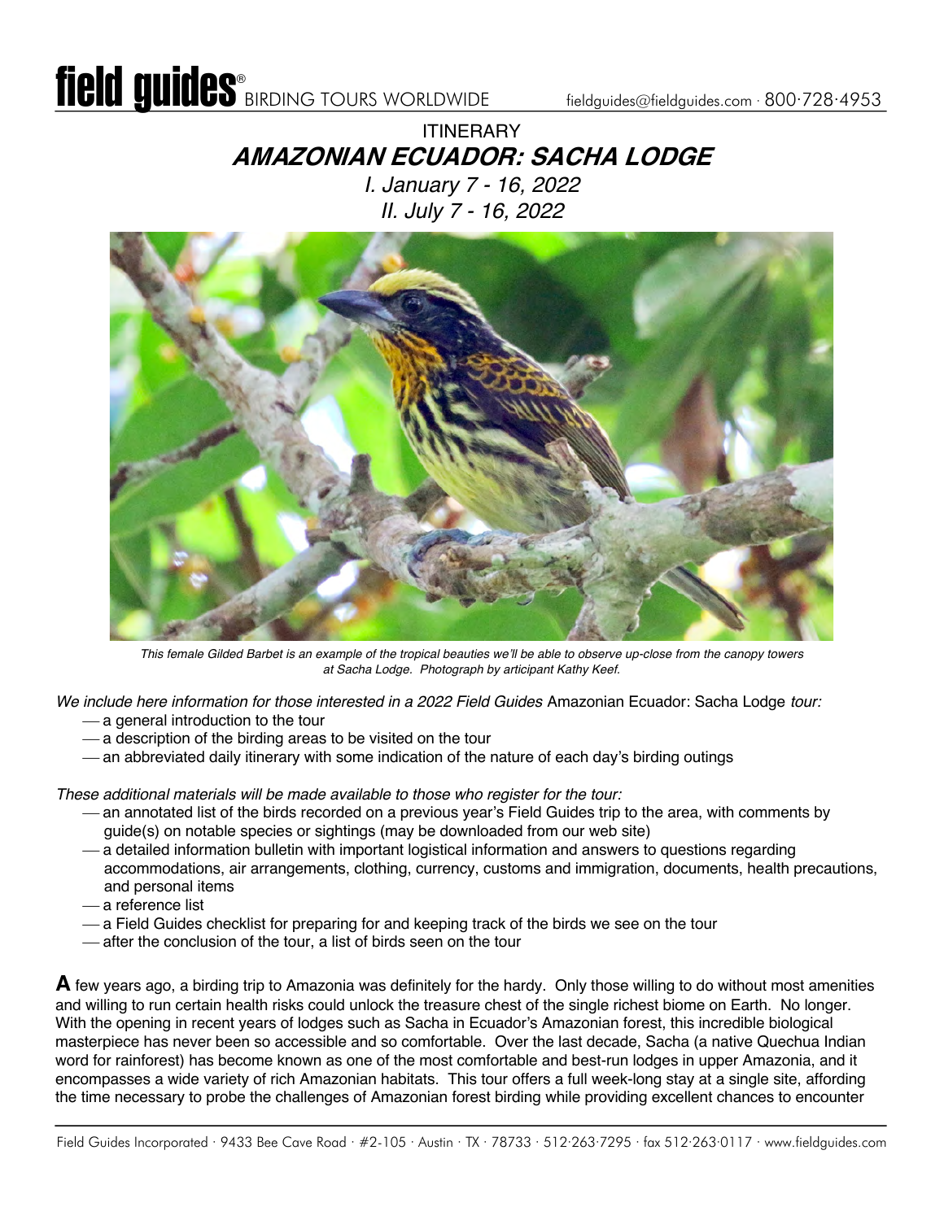# ITINERARY

## AMAZONIAN ECUADOR: SACHA LODGE

*I. January 7 - 16, 2022*

*II. July 7 - 16, 2022*

*This female Gilded Barbet is an example of the tropical beauties we'll be able to observe up-close from the canopy towers at Sacha Lodge. Photograph by articipant Kathy Keef.*

*We include here information for those interested in a 2022 Field Guides* Amazonian Ecuador: Sacha Lodge *tour:*

- a general introduction to the tour
- a description of the birding areas to be visited on the tour
- an abbreviated daily itinerary with some indication of the nature of each day's birding outings

*These additional materials will be made available to those who register for the tour:*

- an annotated list of the birds recorded on a previous year's Field Guides trip to the area, with comments by guide(s) on notable species or sightings (may be downloaded from our web site)
- a detailed information bulletin with important logistical information and answers to questions regarding accommodations, air arrangements, clothing, currency, customs and immigration, documents, health precautions, and personal items
- a reference list
- a Field Guides checklist for preparing for and keeping track of the birds we see on the tour
- after the conclusion of the tour, a list of birds seen on the tour

**A** few years ago, a birding trip to Amazonia was definitely for the hardy. Only those willing to do without most amenities and willing to run certain health risks could unlock the treasure chest of the single richest biome on Earth. No longer. With the opening in recent years of lodges such as Sacha in Ecuador's Amazonian forest, this incredible biological masterpiece has never been so accessible and so comfortable. Over the last decade, Sacha (a native Quechua Indian word for rainforest) has become known as one of the most comfortable and best-run lodges in upper Amazonia, and it encompasses a wide variety of rich Amazonian habitats. This tour offers a full week-long stay at a single site, affording the time necessary to probe the challenges of Amazonian forest birding while providing excellent chances to encounter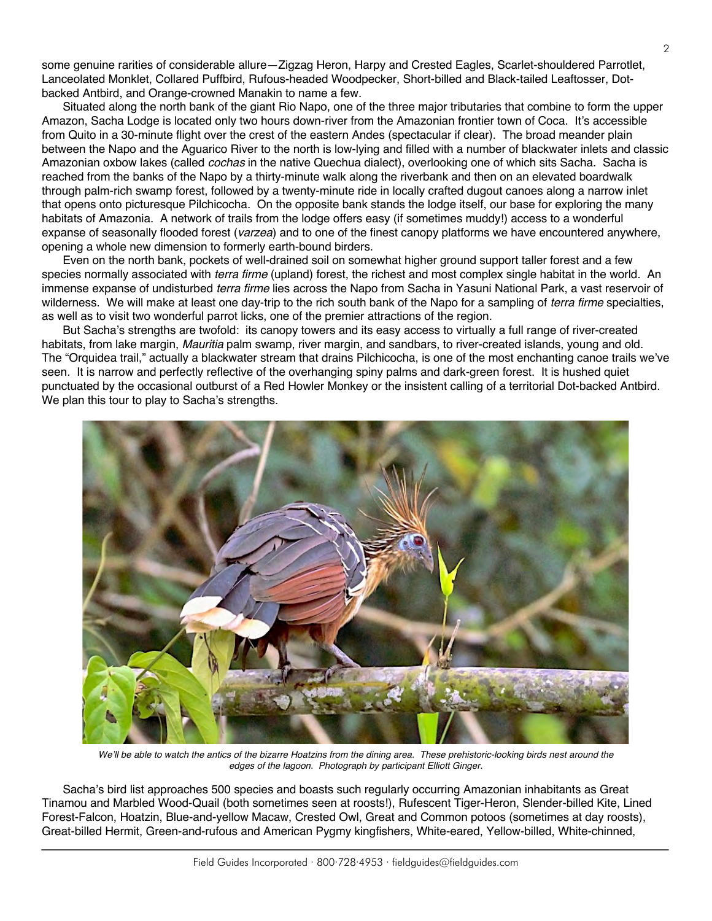some genuine rarities of considerable allure—Zigzag Heron, Harpy and Crested Eagles, Scarlet-shouldered Parrotlet, Lanceolated Monklet, Collared Puffbird, Rufous-headed Woodpecker, Short-billed and Black-tailed Leaftosser, Dot-backed Antbird, and Orange-crowned Manakin to name a few.

Situated along the north bank of the giant Rio Napo, one of the three major tributaries that combine to form the upper Amazon, Sacha Lodge is located only two hours down-river from the Amazonian frontier town of Coca. It's accessible from Quito in a 30-minute flight over the crest of the eastern Andes (spectacular if clear). The broad meander plain between the Napo and the Aguarico River to the north is low-lying and filled with a number of blackwater inlets and classic Amazonian oxbow lakes (called *cochas* in the native Quechua dialect), overlooking one of which sits Sacha. Sacha is reached from the banks of the Napo by a thirty-minute walk along the riverbank and then on an elevated boardwalk through palm-rich swamp forest, followed by a twenty-minute ride in locally crafted dugout canoes along a narrow inlet that opens onto picturesque Pilchicocha. On the opposite bank stands the lodge itself, our base for exploring the many habitats of Amazonia. A network of trails from the lodge offers easy (if sometimes muddy!) access to a wonderful expanse of seasonally flooded forest (*varzea*) and to one of the finest canopy platforms we have encountered anywhere, opening a whole new dimension to formerly earth-bound birders.

Even on the north bank, pockets of well-drained soil on somewhat higher ground support taller forest and a few species normally associated with *terra firme* (upland) forest, the richest and most complex single habitat in the world. An immense expanse of undisturbed *terra firme* lies across the Napo from Sacha in Yasuni National Park, a vast reservoir of wilderness. We will make at least one day-trip to the rich south bank of the Napo for a sampling of *terra firme* specialties, as well as to visit two wonderful parrot licks, one of the premier attractions of the region.

But Sacha's strengths are twofold: its canopy towers and its easy access to virtually a full range of river-created habitats, from lake margin, *Mauritia* palm swamp, river margin, and sandbars, to river-created islands, young and old. The "Orquidea trail," actually a blackwater stream that drains Pilchicocha, is one of the most enchanting canoe trails we've seen. It is narrow and perfectly reflective of the overhanging spiny palms and dark-green forest. It is hushed quiet punctuated by the occasional outburst of a Red Howler Monkey or the insistent calling of a territorial Dot-backed Antbird. We plan this tour to play to Sacha's strengths.

*We'll be able to watch the antics of the bizarre Hoatzins from the dining area. These prehistoric-looking birds nest around the edges of the lagoon. Photograph by participant Elliott Ginger.*

Sacha's bird list approaches 500 species and boasts such regularly occurring Amazonian inhabitants as Great Tinamou and Marbled Wood-Quail (both sometimes seen at roosts!), Rufescent Tiger-Heron, Slender-billed Kite, Lined Forest-Falcon, Hoatzin, Blue-and-yellow Macaw, Crested Owl, Great and Common potoos (sometimes at day roosts), Great-billed Hermit, Green-and-rufous and American Pygmy kingfishers, White-eared, Yellow-billed, White-chinned,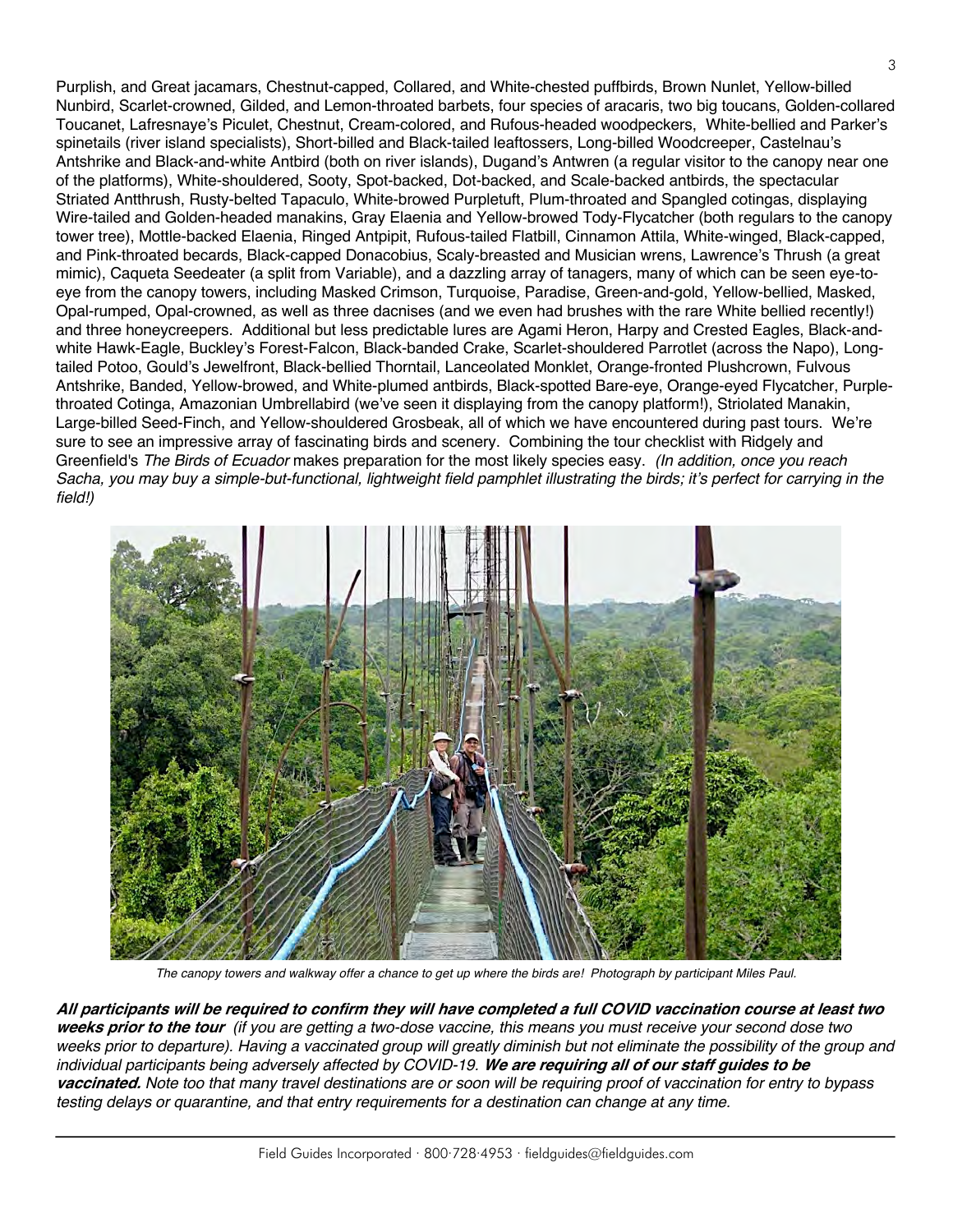Purplish, and Great jacamars, Chestnut-capped, Collared, and White-chested puffbirds, Brown Nunlet, Yellow-billed Nunbird, Scarlet-crowned, Gilded, and Lemon-throated barbets, four species of aracaris, two big toucans, Golden-collared Toucanet, Lafresnaye's Piculet, Chestnut, Cream-colored, and Rufous-headed woodpeckers, White-bellied and Parker's spinetails (river island specialists), Short-billed and Black-tailed leaftossers, Long-billed Woodcreeper, Castelnau's Antshrike and Black-and-white Antbird (both on river islands), Dugand's Antwren (a regular visitor to the canopy near one of the platforms), White-shouldered, Sooty, Spot-backed, Dot-backed, and Scale-backed antbirds, the spectacular Striated Antthrush, Rusty-belted Tapaculo, White-browed Purpletuft, Plum-throated and Spangled cotingas, displaying Wire-tailed and Golden-headed manakins, Gray Elaenia and Yellow-browed Tody-Flycatcher (both regulars to the canopy tower tree), Mottle-backed Elaenia, Ringed Antpipit, Rufous-tailed Flatbill, Cinnamon Attila, White-winged, Black-capped, and Pink-throated becards, Black-capped Donacobius, Scaly-breasted and Musician wrens, Lawrence's Thrush (a great mimic), Caqueta Seedeater (a split from Variable), and a dazzling array of tanagers, many of which can be seen eye-to-eye from the canopy towers, including Masked Crimson, Turquoise, Paradise, Green-and-gold, Yellow-bellied, Masked, Opal-rumped, Opal-crowned, as well as three dacnises (and we even had brushes with the rare White bellied recently!) and three honeycreepers. Additional but less predictable lures are Agami Heron, Harpy and Crested Eagles, Black-and-white Hawk-Eagle, Buckley's Forest-Falcon, Black-banded Crake, Scarlet-shouldered Parrotlet (across the Napo), Long-tailed Potoo, Gould's Jewelfront, Black-bellied Thorntail, Lanceolated Monklet, Orange-fronted Plushcrown, Fulvous Antshrike, Banded, Yellow-browed, and White-plumed antbirds, Black-spotted Bare-eye, Orange-eyed Flycatcher, Purple-throated Cotinga, Amazonian Umbrellabird (we've seen it displaying from the canopy platform!), Striolated Manakin, Large-billed Seed-Finch, and Yellow-shouldered Grosbeak, all of which we have encountered during past tours. We're sure to see an impressive array of fascinating birds and scenery. Combining the tour checklist with Ridgely and Greenfield's *The Birds of Ecuador* makes preparation for the most likely species easy. *(In addition, once you reach Sacha, you may buy a simple-but-functional, lightweight field pamphlet illustrating the birds; it's perfect for carrying in the field!)*

*The canopy towers and walkway offer a chance to get up where the birds are! Photograph by participant Miles Paul.*

***All participants will be required to confirm they will have completed a full COVID vaccination course at least two weeks prior to the tour*** *(if you are getting a two-dose vaccine, this means you must receive your second dose two weeks prior to departure). Having a vaccinated group will greatly diminish but not eliminate the possibility of the group and individual participants being adversely affected by COVID-19.* ***We are requiring all of our staff guides to be vaccinated.*** *Note too that many travel destinations are or soon will be requiring proof of vaccination for entry to bypass testing delays or quarantine, and that entry requirements for a destination can change at any time.*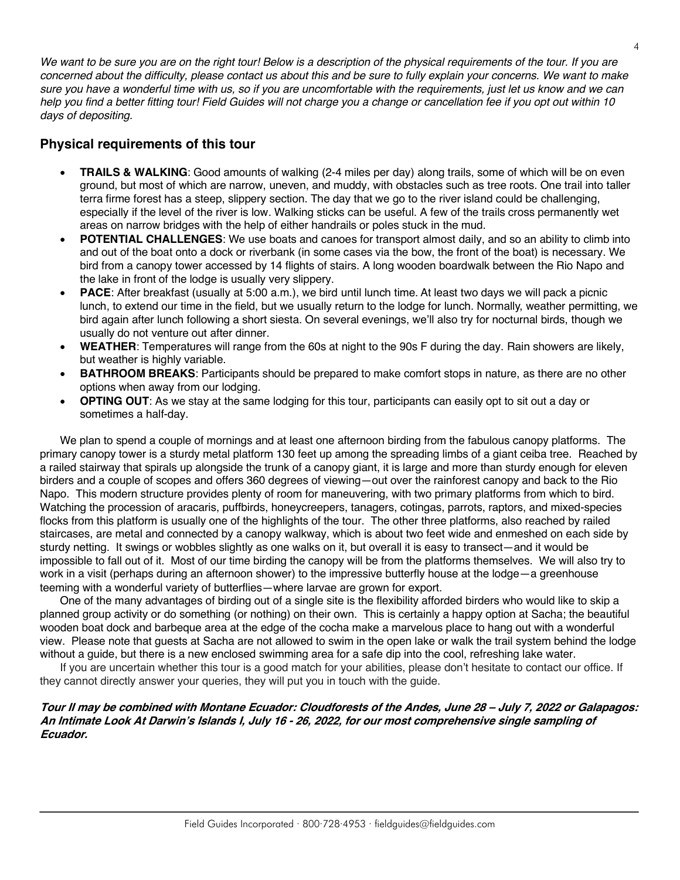*We want to be sure you are on the right tour! Below is a description of the physical requirements of the tour. If you are concerned about the difficulty, please contact us about this and be sure to fully explain your concerns. We want to make sure you have a wonderful time with us, so if you are uncomfortable with the requirements, just let us know and we can help you find a better fitting tour! Field Guides will not charge you a change or cancellation fee if you opt out within 10 days of depositing.*

## Physical requirements of this tour

- **TRAILS & WALKING**: Good amounts of walking (2-4 miles per day) along trails, some of which will be on even ground, but most of which are narrow, uneven, and muddy, with obstacles such as tree roots. One trail into taller terra firme forest has a steep, slippery section. The day that we go to the river island could be challenging, especially if the level of the river is low. Walking sticks can be useful. A few of the trails cross permanently wet areas on narrow bridges with the help of either handrails or poles stuck in the mud.
- **POTENTIAL CHALLENGES**: We use boats and canoes for transport almost daily, and so an ability to climb into and out of the boat onto a dock or riverbank (in some cases via the bow, the front of the boat) is necessary. We bird from a canopy tower accessed by 14 flights of stairs. A long wooden boardwalk between the Rio Napo and the lake in front of the lodge is usually very slippery.
- **PACE**: After breakfast (usually at 5:00 a.m.), we bird until lunch time. At least two days we will pack a picnic lunch, to extend our time in the field, but we usually return to the lodge for lunch. Normally, weather permitting, we bird again after lunch following a short siesta. On several evenings, we'll also try for nocturnal birds, though we usually do not venture out after dinner.
- **WEATHER**: Temperatures will range from the 60s at night to the 90s F during the day. Rain showers are likely, but weather is highly variable.
- **BATHROOM BREAKS**: Participants should be prepared to make comfort stops in nature, as there are no other options when away from our lodging.
- **OPTING OUT**: As we stay at the same lodging for this tour, participants can easily opt to sit out a day or sometimes a half-day.

We plan to spend a couple of mornings and at least one afternoon birding from the fabulous canopy platforms. The primary canopy tower is a sturdy metal platform 130 feet up among the spreading limbs of a giant ceiba tree. Reached by a railed stairway that spirals up alongside the trunk of a canopy giant, it is large and more than sturdy enough for eleven birders and a couple of scopes and offers 360 degrees of viewing—out over the rainforest canopy and back to the Rio Napo. This modern structure provides plenty of room for maneuvering, with two primary platforms from which to bird. Watching the procession of aracaris, puffbirds, honeycreepers, tanagers, cotingas, parrots, raptors, and mixed-species flocks from this platform is usually one of the highlights of the tour. The other three platforms, also reached by railed staircases, are metal and connected by a canopy walkway, which is about two feet wide and enmeshed on each side by sturdy netting. It swings or wobbles slightly as one walks on it, but overall it is easy to transect—and it would be impossible to fall out of it. Most of our time birding the canopy will be from the platforms themselves. We will also try to work in a visit (perhaps during an afternoon shower) to the impressive butterfly house at the lodge—a greenhouse teeming with a wonderful variety of butterflies—where larvae are grown for export.

One of the many advantages of birding out of a single site is the flexibility afforded birders who would like to skip a planned group activity or do something (or nothing) on their own. This is certainly a happy option at Sacha; the beautiful wooden boat dock and barbeque area at the edge of the cocha make a marvelous place to hang out with a wonderful view. Please note that guests at Sacha are not allowed to swim in the open lake or walk the trail system behind the lodge without a guide, but there is a new enclosed swimming area for a safe dip into the cool, refreshing lake water.

If you are uncertain whether this tour is a good match for your abilities, please don't hesitate to contact our office. If they cannot directly answer your queries, they will put you in touch with the guide.

***Tour II may be combined with Montane Ecuador: Cloudforests of the Andes, June 28 – July 7, 2022 or Galapagos: An Intimate Look At Darwin's Islands I, July 16 - 26, 2022, for our most comprehensive single sampling of Ecuador.***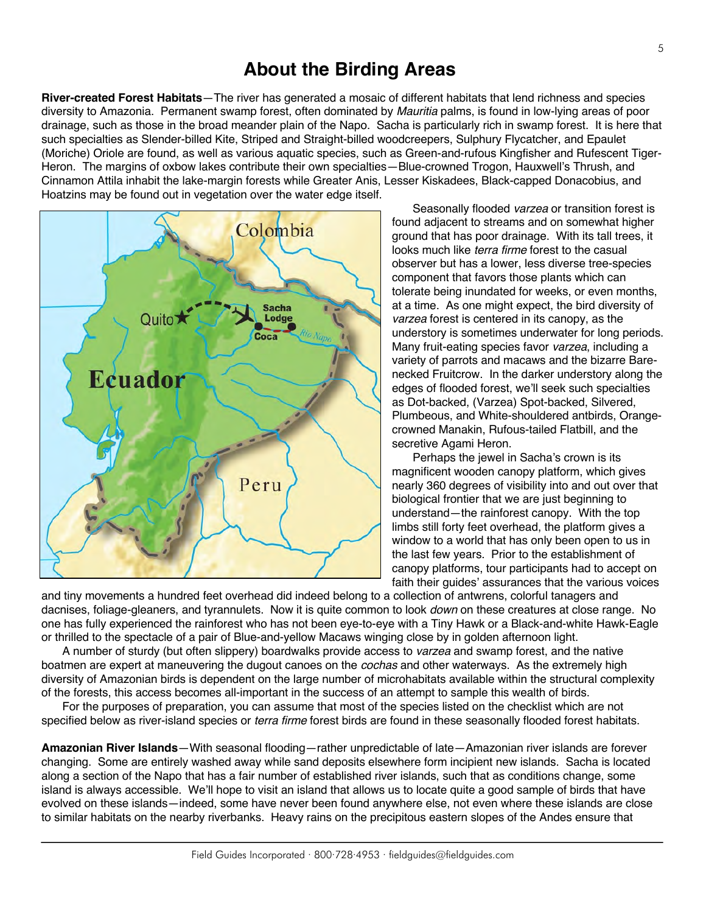# About the Birding Areas

**River-created Forest Habitats**—The river has generated a mosaic of different habitats that lend richness and species diversity to Amazonia. Permanent swamp forest, often dominated by *Mauritia* palms, is found in low-lying areas of poor drainage, such as those in the broad meander plain of the Napo. Sacha is particularly rich in swamp forest. It is here that such specialties as Slender-billed Kite, Striped and Straight-billed woodcreepers, Sulphury Flycatcher, and Epaulet (Moriche) Oriole are found, as well as various aquatic species, such as Green-and-rufous Kingfisher and Rufescent Tiger-Heron. The margins of oxbow lakes contribute their own specialties—Blue-crowned Trogon, Hauxwell's Thrush, and Cinnamon Attila inhabit the lake-margin forests while Greater Anis, Lesser Kiskadees, Black-capped Donacobius, and Hoatzins may be found out in vegetation over the water edge itself.

Seasonally flooded *varzea* or transition forest is found adjacent to streams and on somewhat higher ground that has poor drainage. With its tall trees, it looks much like *terra firme* forest to the casual observer but has a lower, less diverse tree-species component that favors those plants which can tolerate being inundated for weeks, or even months, at a time. As one might expect, the bird diversity of *varzea* forest is centered in its canopy, as the understory is sometimes underwater for long periods. Many fruit-eating species favor *varzea*, including a variety of parrots and macaws and the bizarre Bare-necked Fruitcrow. In the darker understory along the edges of flooded forest, we'll seek such specialties as Dot-backed, (Varzea) Spot-backed, Silvered, Plumbeous, and White-shouldered antbirds, Orange-crowned Manakin, Rufous-tailed Flatbill, and the secretive Agami Heron.

Perhaps the jewel in Sacha's crown is its magnificent wooden canopy platform, which gives nearly 360 degrees of visibility into and out over that biological frontier that we are just beginning to understand—the rainforest canopy. With the top limbs still forty feet overhead, the platform gives a window to a world that has only been open to us in the last few years. Prior to the establishment of canopy platforms, tour participants had to accept on faith their guides' assurances that the various voices and tiny movements a hundred feet overhead did indeed belong to a collection of antwrens, colorful tanagers and dacnises, foliage-gleaners, and tyrannulets. Now it is quite common to look *down* on these creatures at close range. No one has fully experienced the rainforest who has not been eye-to-eye with a Tiny Hawk or a Black-and-white Hawk-Eagle or thrilled to the spectacle of a pair of Blue-and-yellow Macaws winging close by in golden afternoon light.

A number of sturdy (but often slippery) boardwalks provide access to *varzea* and swamp forest, and the native boatmen are expert at maneuvering the dugout canoes on the *cochas* and other waterways. As the extremely high diversity of Amazonian birds is dependent on the large number of microhabitats available within the structural complexity of the forests, this access becomes all-important in the success of an attempt to sample this wealth of birds.

For the purposes of preparation, you can assume that most of the species listed on the checklist which are not specified below as river-island species or *terra firme* forest birds are found in these seasonally flooded forest habitats.

**Amazonian River Islands**—With seasonal flooding—rather unpredictable of late—Amazonian river islands are forever changing. Some are entirely washed away while sand deposits elsewhere form incipient new islands. Sacha is located along a section of the Napo that has a fair number of established river islands, such that as conditions change, some island is always accessible. We'll hope to visit an island that allows us to locate quite a good sample of birds that have evolved on these islands—indeed, some have never been found anywhere else, not even where these islands are close to similar habitats on the nearby riverbanks. Heavy rains on the precipitous eastern slopes of the Andes ensure that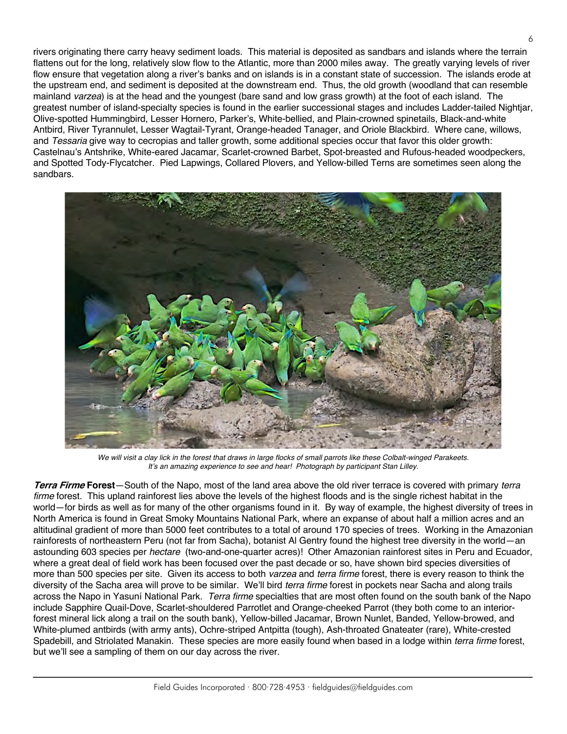rivers originating there carry heavy sediment loads. This material is deposited as sandbars and islands where the terrain flattens out for the long, relatively slow flow to the Atlantic, more than 2000 miles away. The greatly varying levels of river flow ensure that vegetation along a river's banks and on islands is in a constant state of succession. The islands erode at the upstream end, and sediment is deposited at the downstream end. Thus, the old growth (woodland that can resemble mainland *varzea*) is at the head and the youngest (bare sand and low grass growth) at the foot of each island. The greatest number of island-specialty species is found in the earlier successional stages and includes Ladder-tailed Nightjar, Olive-spotted Hummingbird, Lesser Hornero, Parker's, White-bellied, and Plain-crowned spinetails, Black-and-white Antbird, River Tyrannulet, Lesser Wagtail-Tyrant, Orange-headed Tanager, and Oriole Blackbird. Where cane, willows, and *Tessaria* give way to cecropias and taller growth, some additional species occur that favor this older growth: Castelnau's Antshrike, White-eared Jacamar, Scarlet-crowned Barbet, Spot-breasted and Rufous-headed woodpeckers, and Spotted Tody-Flycatcher. Pied Lapwings, Collared Plovers, and Yellow-billed Terns are sometimes seen along the sandbars.

*We will visit a clay lick in the forest that draws in large flocks of small parrots like these Colbalt-winged Parakeets. It's an amazing experience to see and hear! Photograph by participant Stan Lilley.*

***Terra Firme* Forest**—South of the Napo, most of the land area above the old river terrace is covered with primary *terra firme* forest. This upland rainforest lies above the levels of the highest floods and is the single richest habitat in the world—for birds as well as for many of the other organisms found in it. By way of example, the highest diversity of trees in North America is found in Great Smoky Mountains National Park, where an expanse of about half a million acres and an altitudinal gradient of more than 5000 feet contributes to a total of around 170 species of trees. Working in the Amazonian rainforests of northeastern Peru (not far from Sacha), botanist Al Gentry found the highest tree diversity in the world—an astounding 603 species per *hectare* (two-and-one-quarter acres)! Other Amazonian rainforest sites in Peru and Ecuador, where a great deal of field work has been focused over the past decade or so, have shown bird species diversities of more than 500 species per site. Given its access to both *varzea* and *terra firme* forest, there is every reason to think the diversity of the Sacha area will prove to be similar. We'll bird *terra firme* forest in pockets near Sacha and along trails across the Napo in Yasuní National Park. *Terra firme* specialties that are most often found on the south bank of the Napo include Sapphire Quail-Dove, Scarlet-shouldered Parrotlet and Orange-cheeked Parrot (they both come to an interior-forest mineral lick along a trail on the south bank), Yellow-billed Jacamar, Brown Nunlet, Banded, Yellow-browed, and White-plumed antbirds (with army ants), Ochre-striped Antpitta (tough), Ash-throated Gnateater (rare), White-crested Spadebill, and Striolated Manakin. These species are more easily found when based in a lodge within *terra firme* forest, but we'll see a sampling of them on our day across the river.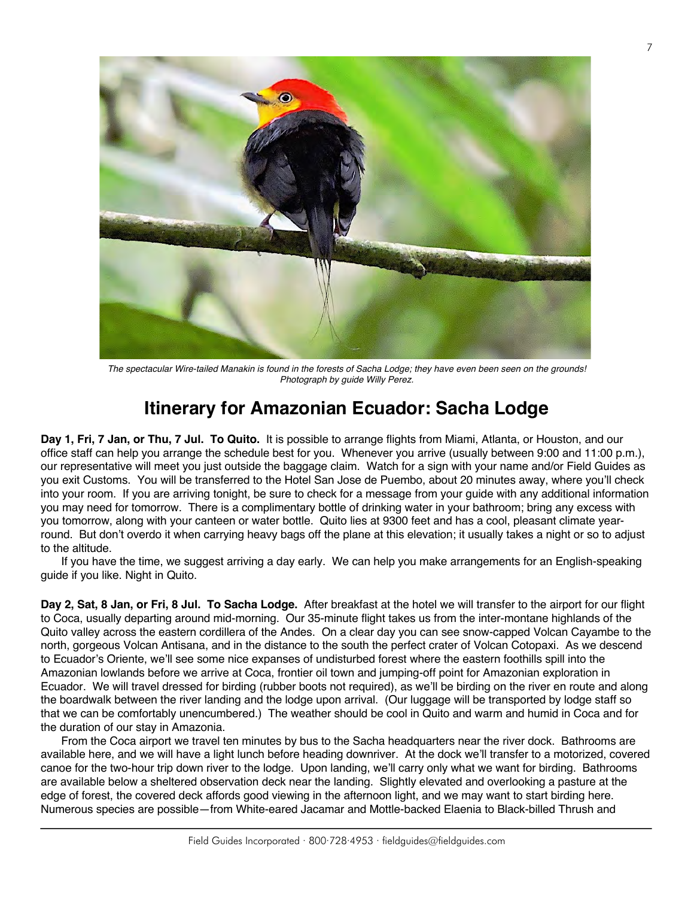*The spectacular Wire-tailed Manakin is found in the forests of Sacha Lodge; they have even been seen on the grounds! Photograph by guide Willy Perez.*

# Itinerary for Amazonian Ecuador: Sacha Lodge

**Day 1, Fri, 7 Jan, or Thu, 7 Jul. To Quito.** It is possible to arrange flights from Miami, Atlanta, or Houston, and our office staff can help you arrange the schedule best for you. Whenever you arrive (usually between 9:00 and 11:00 p.m.), our representative will meet you just outside the baggage claim. Watch for a sign with your name and/or Field Guides as you exit Customs. You will be transferred to the Hotel San Jose de Puembo, about 20 minutes away, where you'll check into your room. If you are arriving tonight, be sure to check for a message from your guide with any additional information you may need for tomorrow. There is a complimentary bottle of drinking water in your bathroom; bring any excess with you tomorrow, along with your canteen or water bottle. Quito lies at 9300 feet and has a cool, pleasant climate year-round. But don't overdo it when carrying heavy bags off the plane at this elevation; it usually takes a night or so to adjust to the altitude.

If you have the time, we suggest arriving a day early. We can help you make arrangements for an English-speaking guide if you like. Night in Quito.

**Day 2, Sat, 8 Jan, or Fri, 8 Jul. To Sacha Lodge.** After breakfast at the hotel we will transfer to the airport for our flight to Coca, usually departing around mid-morning. Our 35-minute flight takes us from the inter-montane highlands of the Quito valley across the eastern cordillera of the Andes. On a clear day you can see snow-capped Volcan Cayambe to the north, gorgeous Volcan Antisana, and in the distance to the south the perfect crater of Volcan Cotopaxi. As we descend to Ecuador's Oriente, we'll see some nice expanses of undisturbed forest where the eastern foothills spill into the Amazonian lowlands before we arrive at Coca, frontier oil town and jumping-off point for Amazonian exploration in Ecuador. We will travel dressed for birding (rubber boots not required), as we'll be birding on the river en route and along the boardwalk between the river landing and the lodge upon arrival. (Our luggage will be transported by lodge staff so that we can be comfortably unencumbered.) The weather should be cool in Quito and warm and humid in Coca and for the duration of our stay in Amazonia.

From the Coca airport we travel ten minutes by bus to the Sacha headquarters near the river dock. Bathrooms are available here, and we will have a light lunch before heading downriver. At the dock we'll transfer to a motorized, covered canoe for the two-hour trip down river to the lodge. Upon landing, we'll carry only what we want for birding. Bathrooms are available below a sheltered observation deck near the landing. Slightly elevated and overlooking a pasture at the edge of forest, the covered deck affords good viewing in the afternoon light, and we may want to start birding here. Numerous species are possible—from White-eared Jacamar and Mottle-backed Elaenia to Black-billed Thrush and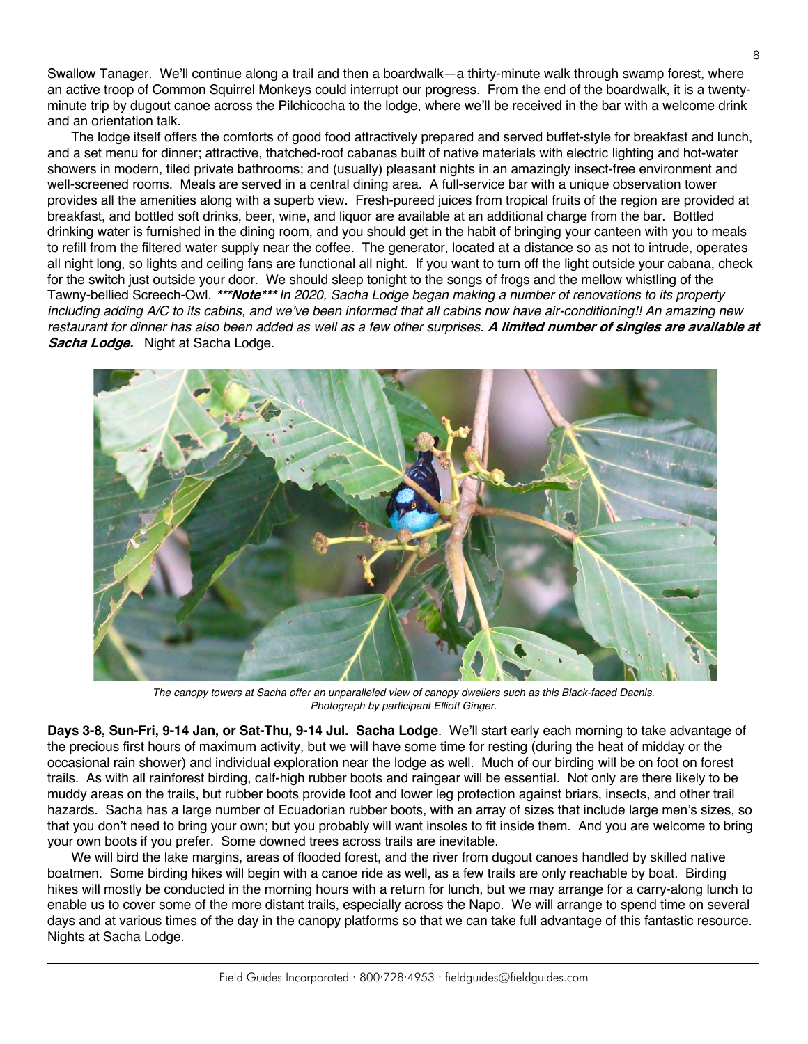Swallow Tanager. We'll continue along a trail and then a boardwalk—a thirty-minute walk through swamp forest, where an active troop of Common Squirrel Monkeys could interrupt our progress. From the end of the boardwalk, it is a twenty-minute trip by dugout canoe across the Pilchicocha to the lodge, where we'll be received in the bar with a welcome drink and an orientation talk.

The lodge itself offers the comforts of good food attractively prepared and served buffet-style for breakfast and lunch, and a set menu for dinner; attractive, thatched-roof cabanas built of native materials with electric lighting and hot-water showers in modern, tiled private bathrooms; and (usually) pleasant nights in an amazingly insect-free environment and well-screened rooms. Meals are served in a central dining area. A full-service bar with a unique observation tower provides all the amenities along with a superb view. Fresh-pureed juices from tropical fruits of the region are provided at breakfast, and bottled soft drinks, beer, wine, and liquor are available at an additional charge from the bar. Bottled drinking water is furnished in the dining room, and you should get in the habit of bringing your canteen with you to meals to refill from the filtered water supply near the coffee. The generator, located at a distance so as not to intrude, operates all night long, so lights and ceiling fans are functional all night. If you want to turn off the light outside your cabana, check for the switch just outside your door. We should sleep tonight to the songs of frogs and the mellow whistling of the Tawny-bellied Screech-Owl. ***\*\*\*Note\*\*\**** *In 2020, Sacha Lodge began making a number of renovations to its property including adding A/C to its cabins, and we've been informed that all cabins now have air-conditioning!! An amazing new restaurant for dinner has also been added as well as a few other surprises.* ***A limited number of singles are available at Sacha Lodge.*** Night at Sacha Lodge.

*The canopy towers at Sacha offer an unparalleled view of canopy dwellers such as this Black-faced Dacnis. Photograph by participant Elliott Ginger.*

**Days 3-8, Sun-Fri, 9-14 Jan, or Sat-Thu, 9-14 Jul. Sacha Lodge**. We'll start early each morning to take advantage of the precious first hours of maximum activity, but we will have some time for resting (during the heat of midday or the occasional rain shower) and individual exploration near the lodge as well. Much of our birding will be on foot on forest trails. As with all rainforest birding, calf-high rubber boots and raingear will be essential. Not only are there likely to be muddy areas on the trails, but rubber boots provide foot and lower leg protection against briars, insects, and other trail hazards. Sacha has a large number of Ecuadorian rubber boots, with an array of sizes that include large men's sizes, so that you don't need to bring your own; but you probably will want insoles to fit inside them. And you are welcome to bring your own boots if you prefer. Some downed trees across trails are inevitable.

We will bird the lake margins, areas of flooded forest, and the river from dugout canoes handled by skilled native boatmen. Some birding hikes will begin with a canoe ride as well, as a few trails are only reachable by boat. Birding hikes will mostly be conducted in the morning hours with a return for lunch, but we may arrange for a carry-along lunch to enable us to cover some of the more distant trails, especially across the Napo. We will arrange to spend time on several days and at various times of the day in the canopy platforms so that we can take full advantage of this fantastic resource. Nights at Sacha Lodge.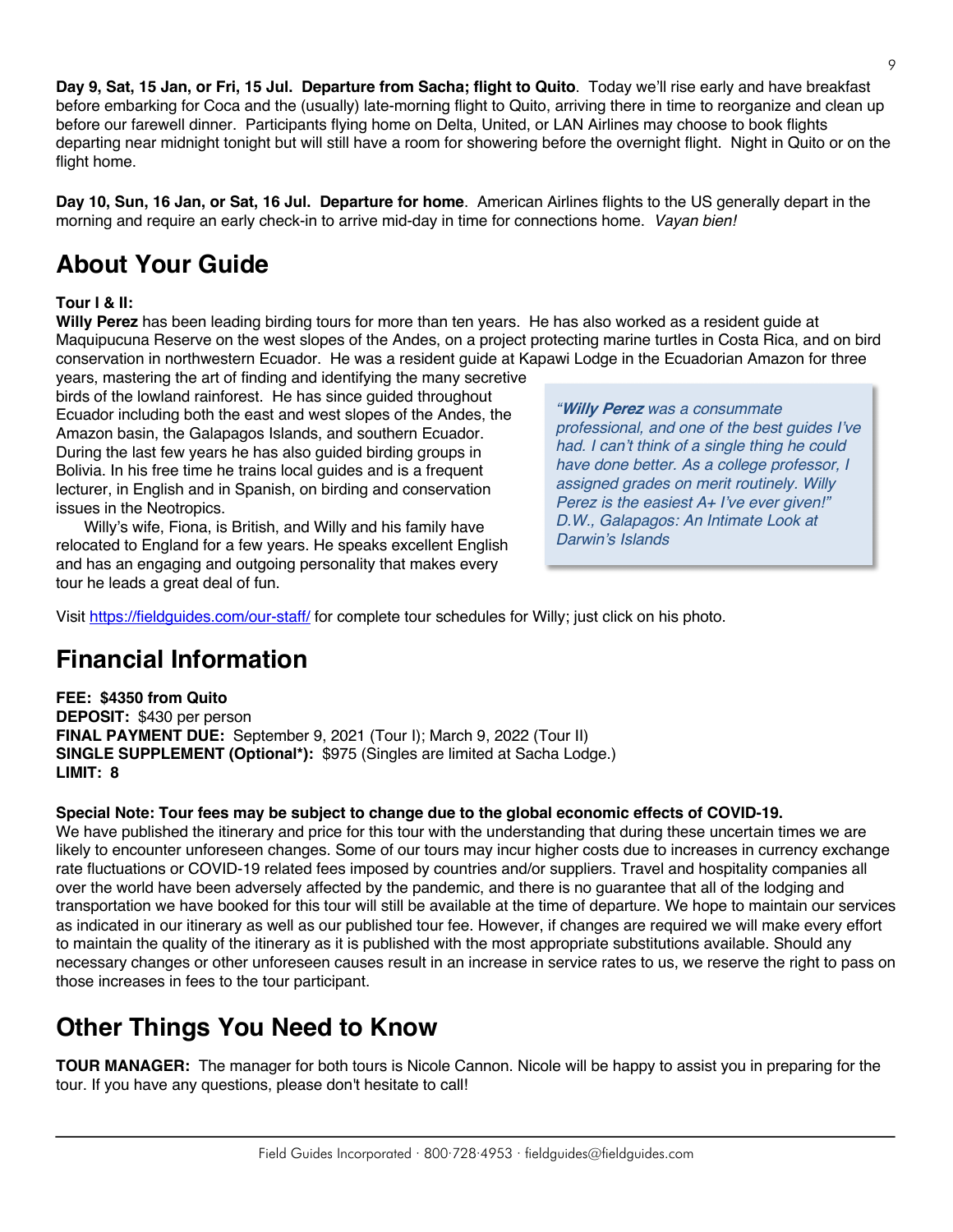**Day 9, Sat, 15 Jan, or Fri, 15 Jul. Departure from Sacha; flight to Quito**. Today we'll rise early and have breakfast before embarking for Coca and the (usually) late-morning flight to Quito, arriving there in time to reorganize and clean up before our farewell dinner. Participants flying home on Delta, United, or LAN Airlines may choose to book flights departing near midnight tonight but will still have a room for showering before the overnight flight. Night in Quito or on the flight home.

**Day 10, Sun, 16 Jan, or Sat, 16 Jul. Departure for home**. American Airlines flights to the US generally depart in the morning and require an early check-in to arrive mid-day in time for connections home. *Vayan bien!*

## About Your Guide

**Tour I & II:**

**Willy Perez** has been leading birding tours for more than ten years. He has also worked as a resident guide at Maquipucuna Reserve on the west slopes of the Andes, on a project protecting marine turtles in Costa Rica, and on bird conservation in northwestern Ecuador. He was a resident guide at Kapawi Lodge in the Ecuadorian Amazon for three years, mastering the art of finding and identifying the many secretive birds of the lowland rainforest. He has since guided throughout Ecuador including both the east and west slopes of the Andes, the Amazon basin, the Galapagos Islands, and southern Ecuador. During the last few years he has also guided birding groups in Bolivia. In his free time he trains local guides and is a frequent lecturer, in English and in Spanish, on birding and conservation issues in the Neotropics.

Willy's wife, Fiona, is British, and Willy and his family have relocated to England for a few years. He speaks excellent English and has an engaging and outgoing personality that makes every tour he leads a great deal of fun.

> *"**Willy Perez** was a consummate professional, and one of the best guides I've had. I can't think of a single thing he could have done better. As a college professor, I assigned grades on merit routinely. Willy Perez is the easiest A+ I've ever given!" D.W., Galapagos: An Intimate Look at Darwin's Islands*

Visit https://fieldguides.com/our-staff/ for complete tour schedules for Willy; just click on his photo.

## Financial Information

**FEE: $4350 from Quito**
**DEPOSIT:** $430 per person
**FINAL PAYMENT DUE:** September 9, 2021 (Tour I); March 9, 2022 (Tour II)
**SINGLE SUPPLEMENT (Optional*):** $975 (Singles are limited at Sacha Lodge.)
**LIMIT: 8**

**Special Note: Tour fees may be subject to change due to the global economic effects of COVID-19.**
We have published the itinerary and price for this tour with the understanding that during these uncertain times we are likely to encounter unforeseen changes. Some of our tours may incur higher costs due to increases in currency exchange rate fluctuations or COVID-19 related fees imposed by countries and/or suppliers. Travel and hospitality companies all over the world have been adversely affected by the pandemic, and there is no guarantee that all of the lodging and transportation we have booked for this tour will still be available at the time of departure. We hope to maintain our services as indicated in our itinerary as well as our published tour fee. However, if changes are required we will make every effort to maintain the quality of the itinerary as it is published with the most appropriate substitutions available. Should any necessary changes or other unforeseen causes result in an increase in service rates to us, we reserve the right to pass on those increases in fees to the tour participant.

## Other Things You Need to Know

**TOUR MANAGER:** The manager for both tours is Nicole Cannon. Nicole will be happy to assist you in preparing for the tour. If you have any questions, please don't hesitate to call!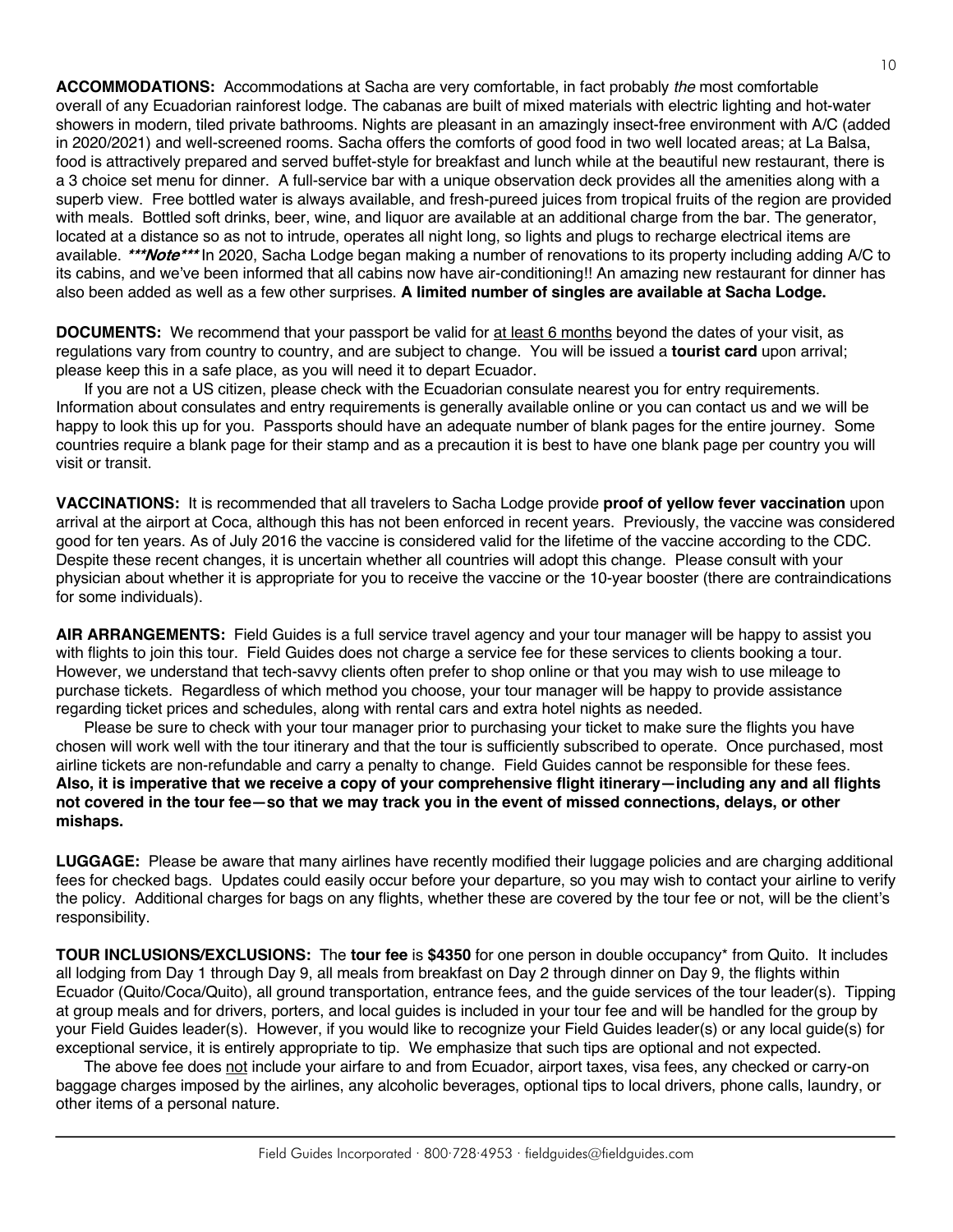**ACCOMMODATIONS:** Accommodations at Sacha are very comfortable, in fact probably *the* most comfortable overall of any Ecuadorian rainforest lodge. The cabanas are built of mixed materials with electric lighting and hot-water showers in modern, tiled private bathrooms. Nights are pleasant in an amazingly insect-free environment with A/C (added in 2020/2021) and well-screened rooms. Sacha offers the comforts of good food in two well located areas; at La Balsa, food is attractively prepared and served buffet-style for breakfast and lunch while at the beautiful new restaurant, there is a 3 choice set menu for dinner. A full-service bar with a unique observation deck provides all the amenities along with a superb view. Free bottled water is always available, and fresh-pureed juices from tropical fruits of the region are provided with meals. Bottled soft drinks, beer, wine, and liquor are available at an additional charge from the bar. The generator, located at a distance so as not to intrude, operates all night long, so lights and plugs to recharge electrical items are available. ***\*\*\*Note\*\*\**** In 2020, Sacha Lodge began making a number of renovations to its property including adding A/C to its cabins, and we've been informed that all cabins now have air-conditioning!! An amazing new restaurant for dinner has also been added as well as a few other surprises. **A limited number of singles are available at Sacha Lodge.**

**DOCUMENTS:** We recommend that your passport be valid for <u>at least 6 months</u> beyond the dates of your visit, as regulations vary from country to country, and are subject to change. You will be issued a **tourist card** upon arrival; please keep this in a safe place, as you will need it to depart Ecuador.

If you are not a US citizen, please check with the Ecuadorian consulate nearest you for entry requirements. Information about consulates and entry requirements is generally available online or you can contact us and we will be happy to look this up for you. Passports should have an adequate number of blank pages for the entire journey. Some countries require a blank page for their stamp and as a precaution it is best to have one blank page per country you will visit or transit.

**VACCINATIONS:** It is recommended that all travelers to Sacha Lodge provide **proof of yellow fever vaccination** upon arrival at the airport at Coca, although this has not been enforced in recent years. Previously, the vaccine was considered good for ten years. As of July 2016 the vaccine is considered valid for the lifetime of the vaccine according to the CDC. Despite these recent changes, it is uncertain whether all countries will adopt this change. Please consult with your physician about whether it is appropriate for you to receive the vaccine or the 10-year booster (there are contraindications for some individuals).

**AIR ARRANGEMENTS:** Field Guides is a full service travel agency and your tour manager will be happy to assist you with flights to join this tour. Field Guides does not charge a service fee for these services to clients booking a tour. However, we understand that tech-savvy clients often prefer to shop online or that you may wish to use mileage to purchase tickets. Regardless of which method you choose, your tour manager will be happy to provide assistance regarding ticket prices and schedules, along with rental cars and extra hotel nights as needed.

Please be sure to check with your tour manager prior to purchasing your ticket to make sure the flights you have chosen will work well with the tour itinerary and that the tour is sufficiently subscribed to operate. Once purchased, most airline tickets are non-refundable and carry a penalty to change. Field Guides cannot be responsible for these fees. **Also, it is imperative that we receive a copy of your comprehensive flight itinerary—including any and all flights not covered in the tour fee—so that we may track you in the event of missed connections, delays, or other mishaps.**

**LUGGAGE:** Please be aware that many airlines have recently modified their luggage policies and are charging additional fees for checked bags. Updates could easily occur before your departure, so you may wish to contact your airline to verify the policy. Additional charges for bags on any flights, whether these are covered by the tour fee or not, will be the client's responsibility.

**TOUR INCLUSIONS/EXCLUSIONS:** The **tour fee** is **$4350** for one person in double occupancy* from Quito. It includes all lodging from Day 1 through Day 9, all meals from breakfast on Day 2 through dinner on Day 9, the flights within Ecuador (Quito/Coca/Quito), all ground transportation, entrance fees, and the guide services of the tour leader(s). Tipping at group meals and for drivers, porters, and local guides is included in your tour fee and will be handled for the group by your Field Guides leader(s). However, if you would like to recognize your Field Guides leader(s) or any local guide(s) for exceptional service, it is entirely appropriate to tip. We emphasize that such tips are optional and not expected.

The above fee does <u>not</u> include your airfare to and from Ecuador, airport taxes, visa fees, any checked or carry-on baggage charges imposed by the airlines, any alcoholic beverages, optional tips to local drivers, phone calls, laundry, or other items of a personal nature.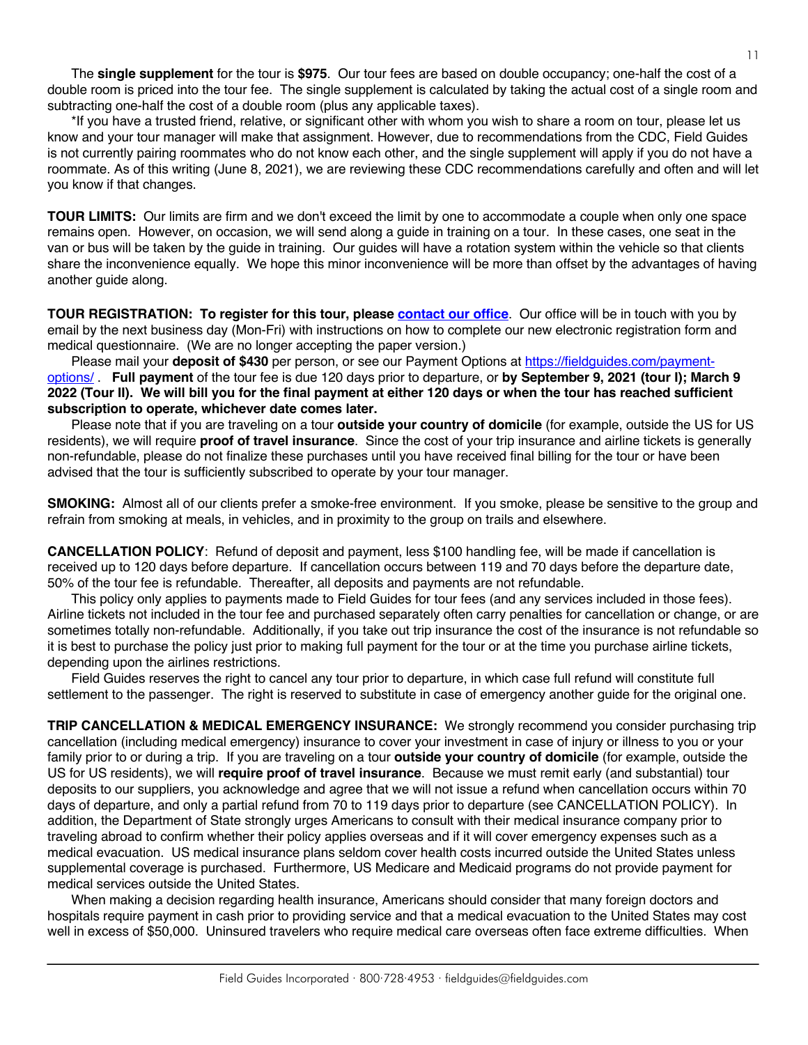The **single supplement** for the tour is **$975**. Our tour fees are based on double occupancy; one-half the cost of a double room is priced into the tour fee. The single supplement is calculated by taking the actual cost of a single room and subtracting one-half the cost of a double room (plus any applicable taxes).

*If you have a trusted friend, relative, or significant other with whom you wish to share a room on tour, please let us know and your tour manager will make that assignment. However, due to recommendations from the CDC, Field Guides is not currently pairing roommates who do not know each other, and the single supplement will apply if you do not have a roommate. As of this writing (June 8, 2021), we are reviewing these CDC recommendations carefully and often and will let you know if that changes.

**TOUR LIMITS:** Our limits are firm and we don't exceed the limit by one to accommodate a couple when only one space remains open. However, on occasion, we will send along a guide in training on a tour. In these cases, one seat in the van or bus will be taken by the guide in training. Our guides will have a rotation system within the vehicle so that clients share the inconvenience equally. We hope this minor inconvenience will be more than offset by the advantages of having another guide along.

**TOUR REGISTRATION: To register for this tour, please [contact our office](contact our office).** Our office will be in touch with you by email by the next business day (Mon-Fri) with instructions on how to complete our new electronic registration form and medical questionnaire. (We are no longer accepting the paper version.)

Please mail your **deposit of $430** per person, or see our Payment Options at [https://fieldguides.com/payment-options/](https://fieldguides.com/payment-options/) . **Full payment** of the tour fee is due 120 days prior to departure, or **by September 9, 2021 (tour I); March 9 2022 (Tour II). We will bill you for the final payment at either 120 days or when the tour has reached sufficient subscription to operate, whichever date comes later.**

Please note that if you are traveling on a tour **outside your country of domicile** (for example, outside the US for US residents), we will require **proof of travel insurance**. Since the cost of your trip insurance and airline tickets is generally non-refundable, please do not finalize these purchases until you have received final billing for the tour or have been advised that the tour is sufficiently subscribed to operate by your tour manager.

**SMOKING:** Almost all of our clients prefer a smoke-free environment. If you smoke, please be sensitive to the group and refrain from smoking at meals, in vehicles, and in proximity to the group on trails and elsewhere.

**CANCELLATION POLICY**: Refund of deposit and payment, less $100 handling fee, will be made if cancellation is received up to 120 days before departure. If cancellation occurs between 119 and 70 days before the departure date, 50% of the tour fee is refundable. Thereafter, all deposits and payments are not refundable.

This policy only applies to payments made to Field Guides for tour fees (and any services included in those fees). Airline tickets not included in the tour fee and purchased separately often carry penalties for cancellation or change, or are sometimes totally non-refundable. Additionally, if you take out trip insurance the cost of the insurance is not refundable so it is best to purchase the policy just prior to making full payment for the tour or at the time you purchase airline tickets, depending upon the airlines restrictions.

Field Guides reserves the right to cancel any tour prior to departure, in which case full refund will constitute full settlement to the passenger. The right is reserved to substitute in case of emergency another guide for the original one.

**TRIP CANCELLATION & MEDICAL EMERGENCY INSURANCE:** We strongly recommend you consider purchasing trip cancellation (including medical emergency) insurance to cover your investment in case of injury or illness to you or your family prior to or during a trip. If you are traveling on a tour **outside your country of domicile** (for example, outside the US for US residents), we will **require proof of travel insurance**. Because we must remit early (and substantial) tour deposits to our suppliers, you acknowledge and agree that we will not issue a refund when cancellation occurs within 70 days of departure, and only a partial refund from 70 to 119 days prior to departure (see CANCELLATION POLICY). In addition, the Department of State strongly urges Americans to consult with their medical insurance company prior to traveling abroad to confirm whether their policy applies overseas and if it will cover emergency expenses such as a medical evacuation. US medical insurance plans seldom cover health costs incurred outside the United States unless supplemental coverage is purchased. Furthermore, US Medicare and Medicaid programs do not provide payment for medical services outside the United States.

When making a decision regarding health insurance, Americans should consider that many foreign doctors and hospitals require payment in cash prior to providing service and that a medical evacuation to the United States may cost well in excess of $50,000. Uninsured travelers who require medical care overseas often face extreme difficulties. When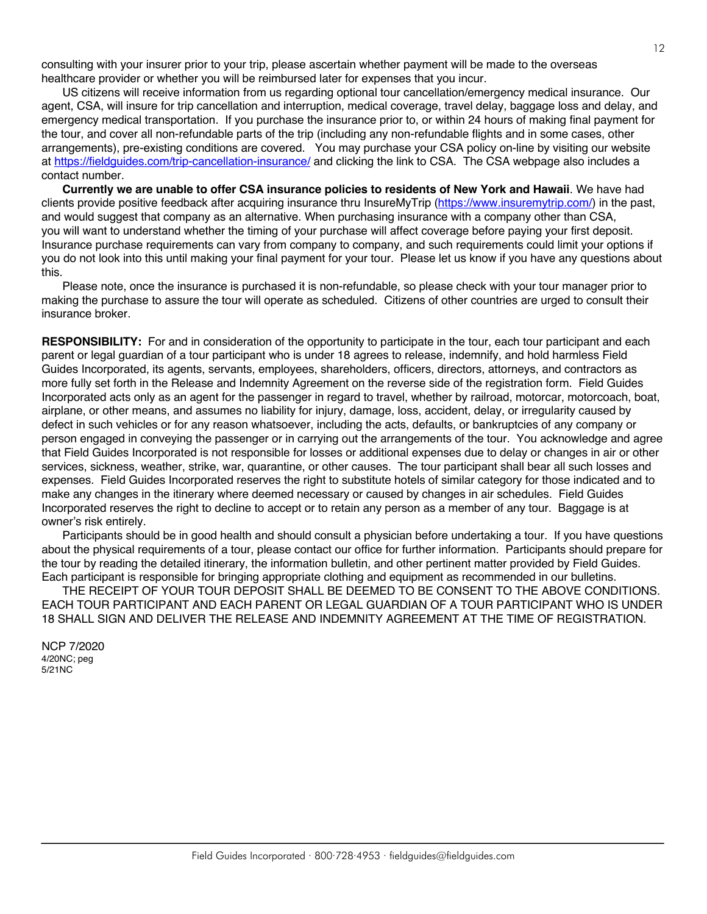consulting with your insurer prior to your trip, please ascertain whether payment will be made to the overseas healthcare provider or whether you will be reimbursed later for expenses that you incur.

US citizens will receive information from us regarding optional tour cancellation/emergency medical insurance. Our agent, CSA, will insure for trip cancellation and interruption, medical coverage, travel delay, baggage loss and delay, and emergency medical transportation. If you purchase the insurance prior to, or within 24 hours of making final payment for the tour, and cover all non-refundable parts of the trip (including any non-refundable flights and in some cases, other arrangements), pre-existing conditions are covered. You may purchase your CSA policy on-line by visiting our website at https://fieldguides.com/trip-cancellation-insurance/ and clicking the link to CSA. The CSA webpage also includes a contact number.

**Currently we are unable to offer CSA insurance policies to residents of New York and Hawaii**. We have had clients provide positive feedback after acquiring insurance thru InsureMyTrip (https://www.insuremytrip.com/) in the past, and would suggest that company as an alternative. When purchasing insurance with a company other than CSA, you will want to understand whether the timing of your purchase will affect coverage before paying your first deposit. Insurance purchase requirements can vary from company to company, and such requirements could limit your options if you do not look into this until making your final payment for your tour. Please let us know if you have any questions about this.

Please note, once the insurance is purchased it is non-refundable, so please check with your tour manager prior to making the purchase to assure the tour will operate as scheduled. Citizens of other countries are urged to consult their insurance broker.

**RESPONSIBILITY:** For and in consideration of the opportunity to participate in the tour, each tour participant and each parent or legal guardian of a tour participant who is under 18 agrees to release, indemnify, and hold harmless Field Guides Incorporated, its agents, servants, employees, shareholders, officers, directors, attorneys, and contractors as more fully set forth in the Release and Indemnity Agreement on the reverse side of the registration form. Field Guides Incorporated acts only as an agent for the passenger in regard to travel, whether by railroad, motorcar, motorcoach, boat, airplane, or other means, and assumes no liability for injury, damage, loss, accident, delay, or irregularity caused by defect in such vehicles or for any reason whatsoever, including the acts, defaults, or bankruptcies of any company or person engaged in conveying the passenger or in carrying out the arrangements of the tour. You acknowledge and agree that Field Guides Incorporated is not responsible for losses or additional expenses due to delay or changes in air or other services, sickness, weather, strike, war, quarantine, or other causes. The tour participant shall bear all such losses and expenses. Field Guides Incorporated reserves the right to substitute hotels of similar category for those indicated and to make any changes in the itinerary where deemed necessary or caused by changes in air schedules. Field Guides Incorporated reserves the right to decline to accept or to retain any person as a member of any tour. Baggage is at owner's risk entirely.

Participants should be in good health and should consult a physician before undertaking a tour. If you have questions about the physical requirements of a tour, please contact our office for further information. Participants should prepare for the tour by reading the detailed itinerary, the information bulletin, and other pertinent matter provided by Field Guides. Each participant is responsible for bringing appropriate clothing and equipment as recommended in our bulletins.

THE RECEIPT OF YOUR TOUR DEPOSIT SHALL BE DEEMED TO BE CONSENT TO THE ABOVE CONDITIONS. EACH TOUR PARTICIPANT AND EACH PARENT OR LEGAL GUARDIAN OF A TOUR PARTICIPANT WHO IS UNDER 18 SHALL SIGN AND DELIVER THE RELEASE AND INDEMNITY AGREEMENT AT THE TIME OF REGISTRATION.

NCP 7/2020
4/20NC; peg
5/21NC